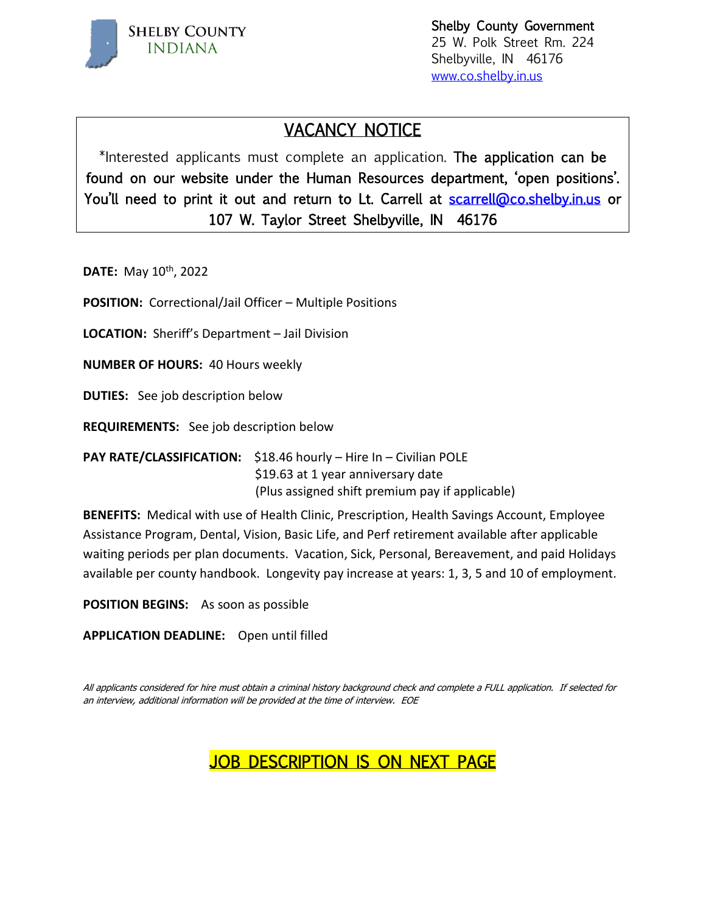SHELBY COUNTY
INDIANA

Shelby County Government
25 W. Polk Street Rm. 224
Shelbyville, IN 46176
www.co.shelby.in.us

## VACANCY NOTICE

*Interested applicants must complete an application. The application can be found on our website under the Human Resources department, 'open positions'. You'll need to print it out and return to Lt. Carrell at scarrell@co.shelby.in.us or 107 W. Taylor Street Shelbyville, IN 46176

**DATE:** May 10th, 2022

**POSITION:** Correctional/Jail Officer – Multiple Positions

**LOCATION:** Sheriff's Department – Jail Division

**NUMBER OF HOURS:** 40 Hours weekly

**DUTIES:** See job description below

**REQUIREMENTS:** See job description below

**PAY RATE/CLASSIFICATION:** $18.46 hourly – Hire In – Civilian POLE
$19.63 at 1 year anniversary date
(Plus assigned shift premium pay if applicable)

**BENEFITS:** Medical with use of Health Clinic, Prescription, Health Savings Account, Employee Assistance Program, Dental, Vision, Basic Life, and Perf retirement available after applicable waiting periods per plan documents. Vacation, Sick, Personal, Bereavement, and paid Holidays available per county handbook. Longevity pay increase at years: 1, 3, 5 and 10 of employment.

**POSITION BEGINS:** As soon as possible

**APPLICATION DEADLINE:** Open until filled

*All applicants considered for hire must obtain a criminal history background check and complete a FULL application. If selected for an interview, additional information will be provided at the time of interview. EOE*

**JOB DESCRIPTION IS ON NEXT PAGE**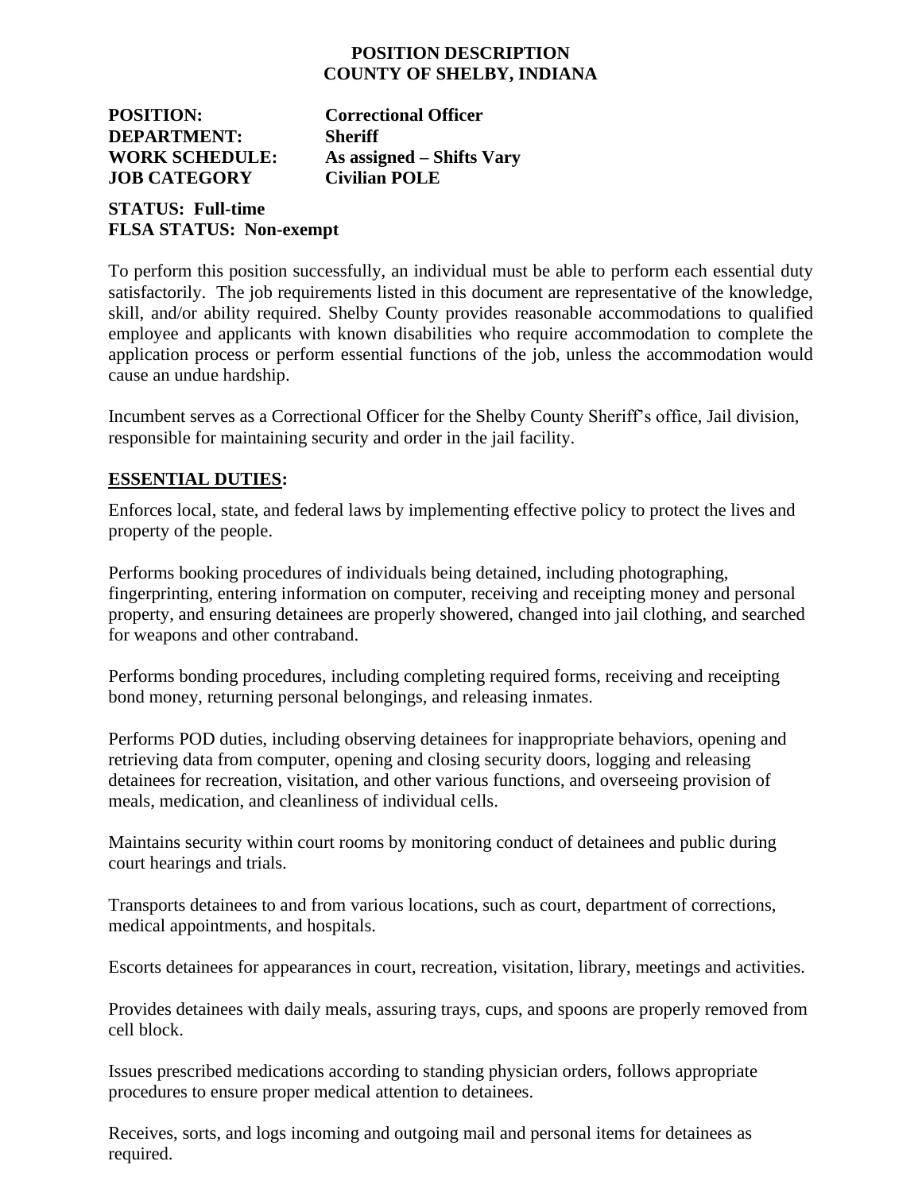**POSITION DESCRIPTION**
**COUNTY OF SHELBY, INDIANA**

**POSITION:** **Correctional Officer**
**DEPARTMENT:** **Sheriff**
**WORK SCHEDULE:** **As assigned – Shifts Vary**
**JOB CATEGORY** **Civilian POLE**

**STATUS: Full-time**
**FLSA STATUS: Non-exempt**

To perform this position successfully, an individual must be able to perform each essential duty satisfactorily. The job requirements listed in this document are representative of the knowledge, skill, and/or ability required. Shelby County provides reasonable accommodations to qualified employee and applicants with known disabilities who require accommodation to complete the application process or perform essential functions of the job, unless the accommodation would cause an undue hardship.

Incumbent serves as a Correctional Officer for the Shelby County Sheriff's office, Jail division, responsible for maintaining security and order in the jail facility.

## ESSENTIAL DUTIES:

Enforces local, state, and federal laws by implementing effective policy to protect the lives and property of the people.

Performs booking procedures of individuals being detained, including photographing, fingerprinting, entering information on computer, receiving and receipting money and personal property, and ensuring detainees are properly showered, changed into jail clothing, and searched for weapons and other contraband.

Performs bonding procedures, including completing required forms, receiving and receipting bond money, returning personal belongings, and releasing inmates.

Performs POD duties, including observing detainees for inappropriate behaviors, opening and retrieving data from computer, opening and closing security doors, logging and releasing detainees for recreation, visitation, and other various functions, and overseeing provision of meals, medication, and cleanliness of individual cells.

Maintains security within court rooms by monitoring conduct of detainees and public during court hearings and trials.

Transports detainees to and from various locations, such as court, department of corrections, medical appointments, and hospitals.

Escorts detainees for appearances in court, recreation, visitation, library, meetings and activities.

Provides detainees with daily meals, assuring trays, cups, and spoons are properly removed from cell block.

Issues prescribed medications according to standing physician orders, follows appropriate procedures to ensure proper medical attention to detainees.

Receives, sorts, and logs incoming and outgoing mail and personal items for detainees as required.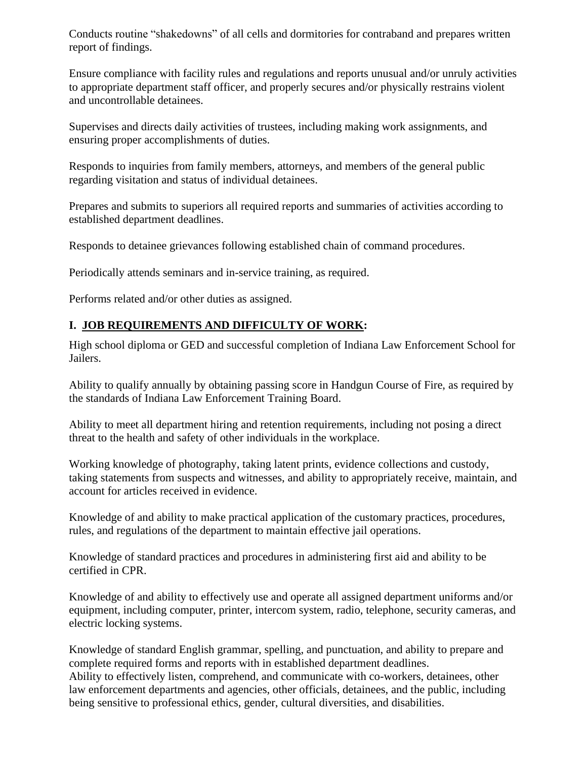Conducts routine "shakedowns" of all cells and dormitories for contraband and prepares written report of findings.

Ensure compliance with facility rules and regulations and reports unusual and/or unruly activities to appropriate department staff officer, and properly secures and/or physically restrains violent and uncontrollable detainees.

Supervises and directs daily activities of trustees, including making work assignments, and ensuring proper accomplishments of duties.

Responds to inquiries from family members, attorneys, and members of the general public regarding visitation and status of individual detainees.

Prepares and submits to superiors all required reports and summaries of activities according to established department deadlines.

Responds to detainee grievances following established chain of command procedures.

Periodically attends seminars and in-service training, as required.

Performs related and/or other duties as assigned.

## I. <u>JOB REQUIREMENTS AND DIFFICULTY OF WORK</u>:

High school diploma or GED and successful completion of Indiana Law Enforcement School for Jailers.

Ability to qualify annually by obtaining passing score in Handgun Course of Fire, as required by the standards of Indiana Law Enforcement Training Board.

Ability to meet all department hiring and retention requirements, including not posing a direct threat to the health and safety of other individuals in the workplace.

Working knowledge of photography, taking latent prints, evidence collections and custody, taking statements from suspects and witnesses, and ability to appropriately receive, maintain, and account for articles received in evidence.

Knowledge of and ability to make practical application of the customary practices, procedures, rules, and regulations of the department to maintain effective jail operations.

Knowledge of standard practices and procedures in administering first aid and ability to be certified in CPR.

Knowledge of and ability to effectively use and operate all assigned department uniforms and/or equipment, including computer, printer, intercom system, radio, telephone, security cameras, and electric locking systems.

Knowledge of standard English grammar, spelling, and punctuation, and ability to prepare and complete required forms and reports with in established department deadlines.
Ability to effectively listen, comprehend, and communicate with co-workers, detainees, other law enforcement departments and agencies, other officials, detainees, and the public, including being sensitive to professional ethics, gender, cultural diversities, and disabilities.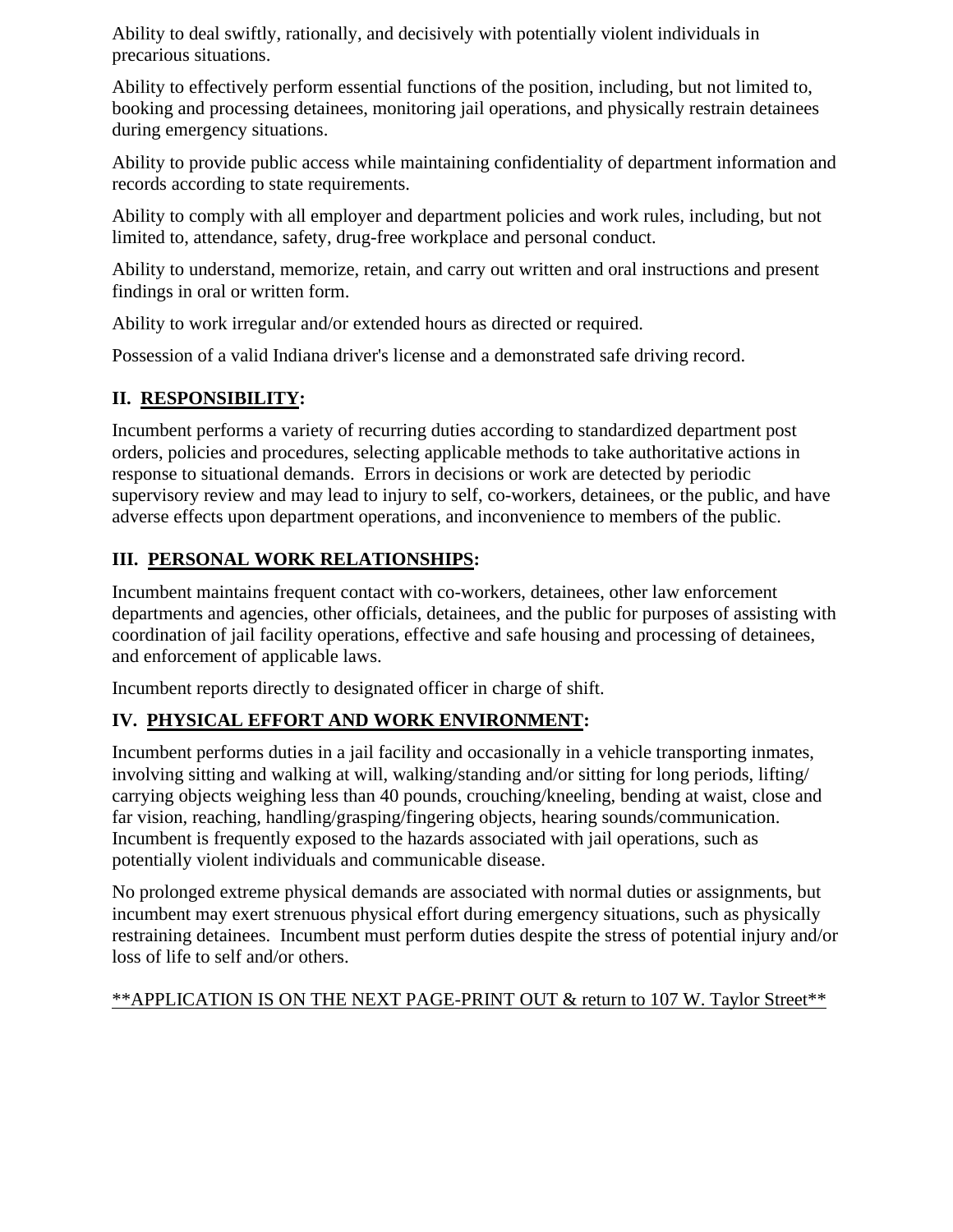Ability to deal swiftly, rationally, and decisively with potentially violent individuals in precarious situations.

Ability to effectively perform essential functions of the position, including, but not limited to, booking and processing detainees, monitoring jail operations, and physically restrain detainees during emergency situations.

Ability to provide public access while maintaining confidentiality of department information and records according to state requirements.

Ability to comply with all employer and department policies and work rules, including, but not limited to, attendance, safety, drug-free workplace and personal conduct.

Ability to understand, memorize, retain, and carry out written and oral instructions and present findings in oral or written form.

Ability to work irregular and/or extended hours as directed or required.

Possession of a valid Indiana driver's license and a demonstrated safe driving record.

## II. RESPONSIBILITY:

Incumbent performs a variety of recurring duties according to standardized department post orders, policies and procedures, selecting applicable methods to take authoritative actions in response to situational demands. Errors in decisions or work are detected by periodic supervisory review and may lead to injury to self, co-workers, detainees, or the public, and have adverse effects upon department operations, and inconvenience to members of the public.

## III. PERSONAL WORK RELATIONSHIPS:

Incumbent maintains frequent contact with co-workers, detainees, other law enforcement departments and agencies, other officials, detainees, and the public for purposes of assisting with coordination of jail facility operations, effective and safe housing and processing of detainees, and enforcement of applicable laws.

Incumbent reports directly to designated officer in charge of shift.

## IV. PHYSICAL EFFORT AND WORK ENVIRONMENT:

Incumbent performs duties in a jail facility and occasionally in a vehicle transporting inmates, involving sitting and walking at will, walking/standing and/or sitting for long periods, lifting/ carrying objects weighing less than 40 pounds, crouching/kneeling, bending at waist, close and far vision, reaching, handling/grasping/fingering objects, hearing sounds/communication. Incumbent is frequently exposed to the hazards associated with jail operations, such as potentially violent individuals and communicable disease.

No prolonged extreme physical demands are associated with normal duties or assignments, but incumbent may exert strenuous physical effort during emergency situations, such as physically restraining detainees. Incumbent must perform duties despite the stress of potential injury and/or loss of life to self and/or others.

<u>**APPLICATION IS ON THE NEXT PAGE-PRINT OUT & return to 107 W. Taylor Street**</u>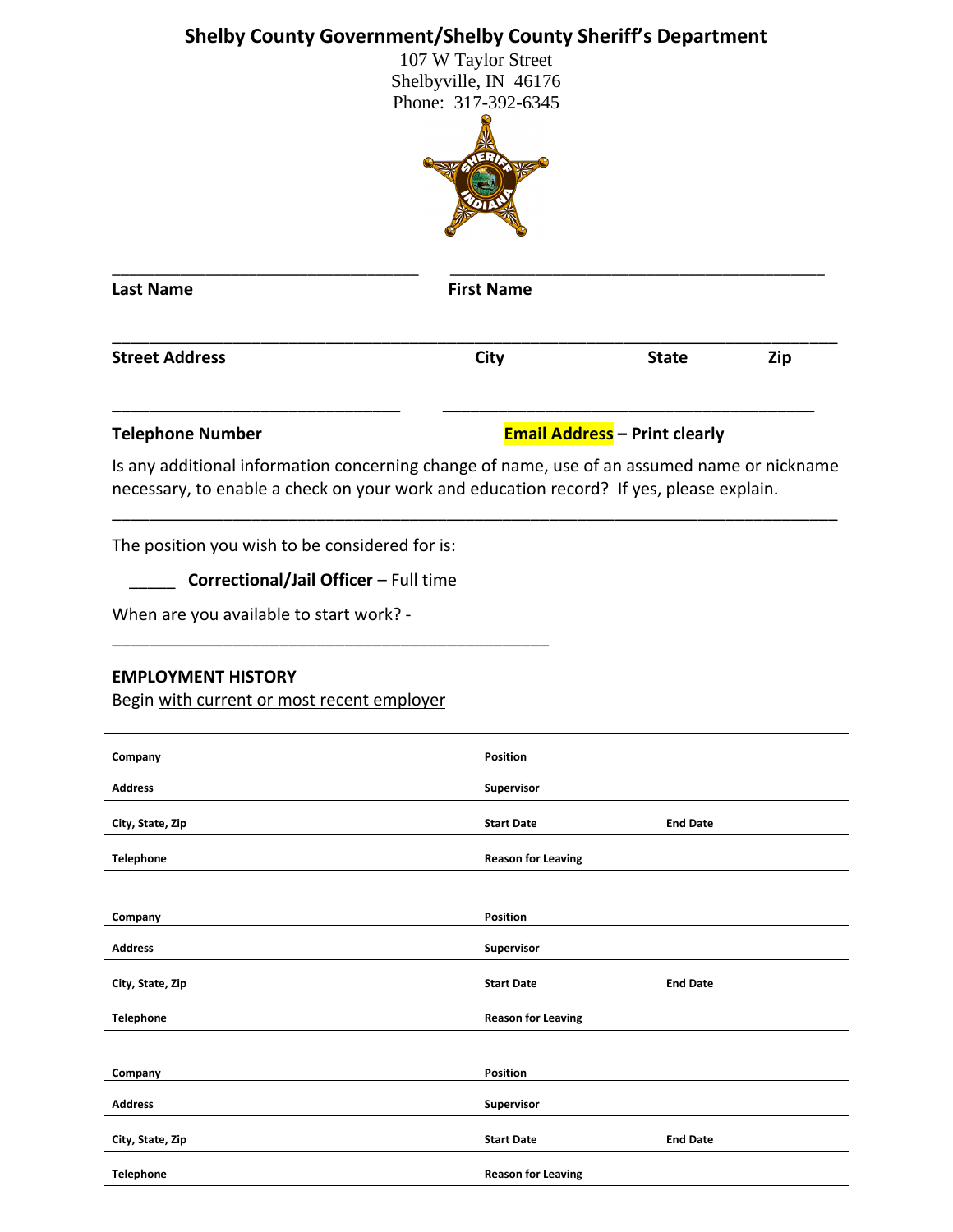## Shelby County Government/Shelby County Sheriff's Department

107 W Taylor Street
Shelbyville, IN 46176
Phone: 317-392-6345

___________________________________ ___________________________________________

**Last Name** **First Name**

__________________________________________________________________________________

**Street Address** **City** **State** **Zip**

_________________________________ __________________________________________

**Telephone Number** **Email Address – Print clearly**

Is any additional information concerning change of name, use of an assumed name or nickname necessary, to enable a check on your work and education record? If yes, please explain.

__________________________________________________________________________________

The position you wish to be considered for is:

_____ **Correctional/Jail Officer** – Full time

When are you available to start work? -

_________________________________________________

**EMPLOYMENT HISTORY**

Begin with current or most recent employer

| Company | Position | |
|---|---|---|
| Address | Supervisor | |
| City, State, Zip | Start Date | End Date |
| Telephone | Reason for Leaving | |

| Company | Position | |
|---|---|---|
| Address | Supervisor | |
| City, State, Zip | Start Date | End Date |
| Telephone | Reason for Leaving | |

| Company | Position | |
|---|---|---|
| Address | Supervisor | |
| City, State, Zip | Start Date | End Date |
| Telephone | Reason for Leaving | |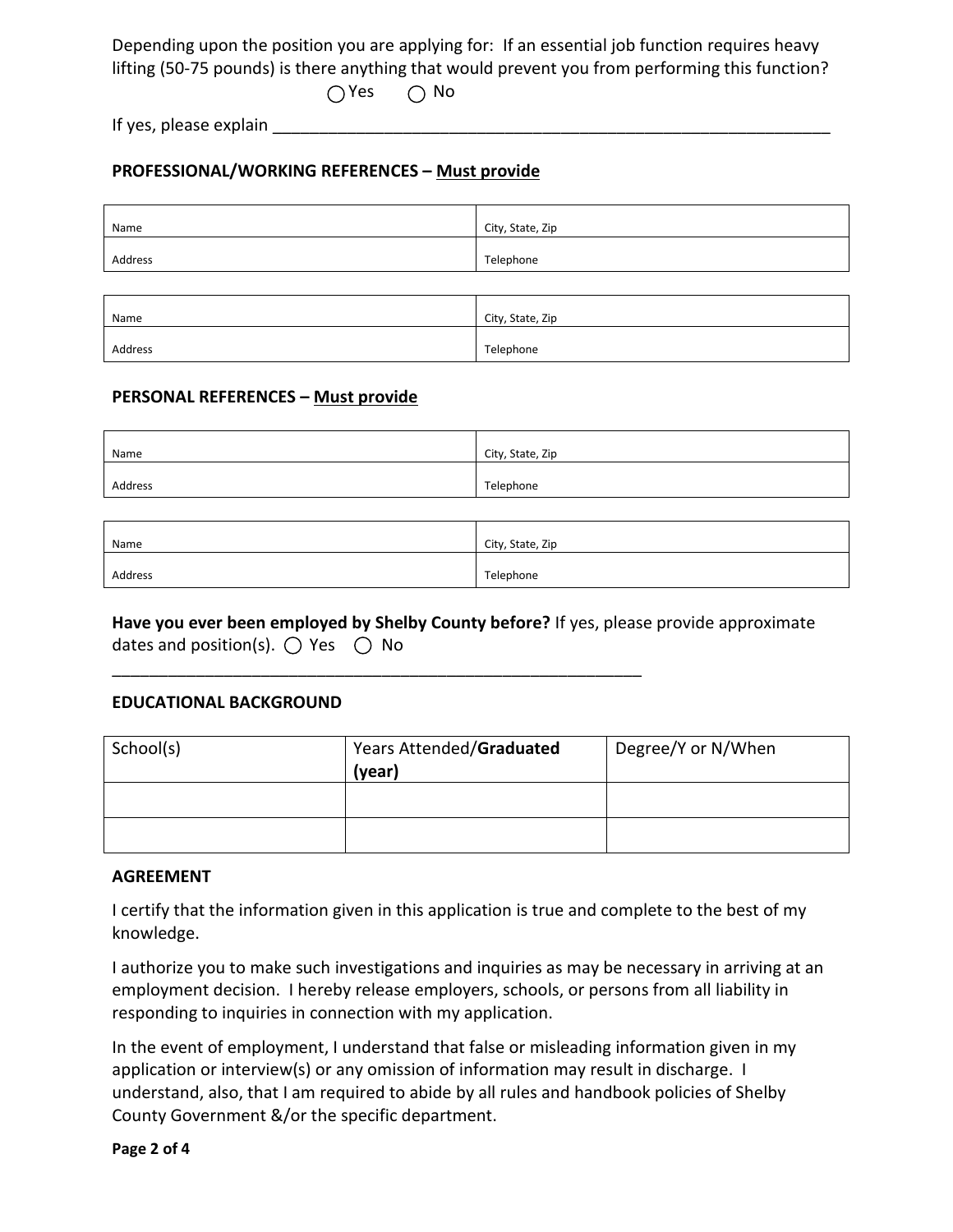Depending upon the position you are applying for: If an essential job function requires heavy lifting (50-75 pounds) is there anything that would prevent you from performing this function?

◯ Yes ◯ No

If yes, please explain ______________________________________________________________

**PROFESSIONAL/WORKING REFERENCES – Must provide**

| Name | City, State, Zip |
|---|---|
| Address | Telephone |

| Name | City, State, Zip |
|---|---|
| Address | Telephone |

**PERSONAL REFERENCES – Must provide**

| Name | City, State, Zip |
|---|---|
| Address | Telephone |

| Name | City, State, Zip |
|---|---|
| Address | Telephone |

**Have you ever been employed by Shelby County before?** If yes, please provide approximate dates and position(s). ◯ Yes ◯ No

____________________________________________________________

**EDUCATIONAL BACKGROUND**

| School(s) | Years Attended/**Graduated (year)** | Degree/Y or N/When |
|---|---|---|
| | | |
| | | |

**AGREEMENT**

I certify that the information given in this application is true and complete to the best of my knowledge.

I authorize you to make such investigations and inquiries as may be necessary in arriving at an employment decision. I hereby release employers, schools, or persons from all liability in responding to inquiries in connection with my application.

In the event of employment, I understand that false or misleading information given in my application or interview(s) or any omission of information may result in discharge. I understand, also, that I am required to abide by all rules and handbook policies of Shelby County Government &/or the specific department.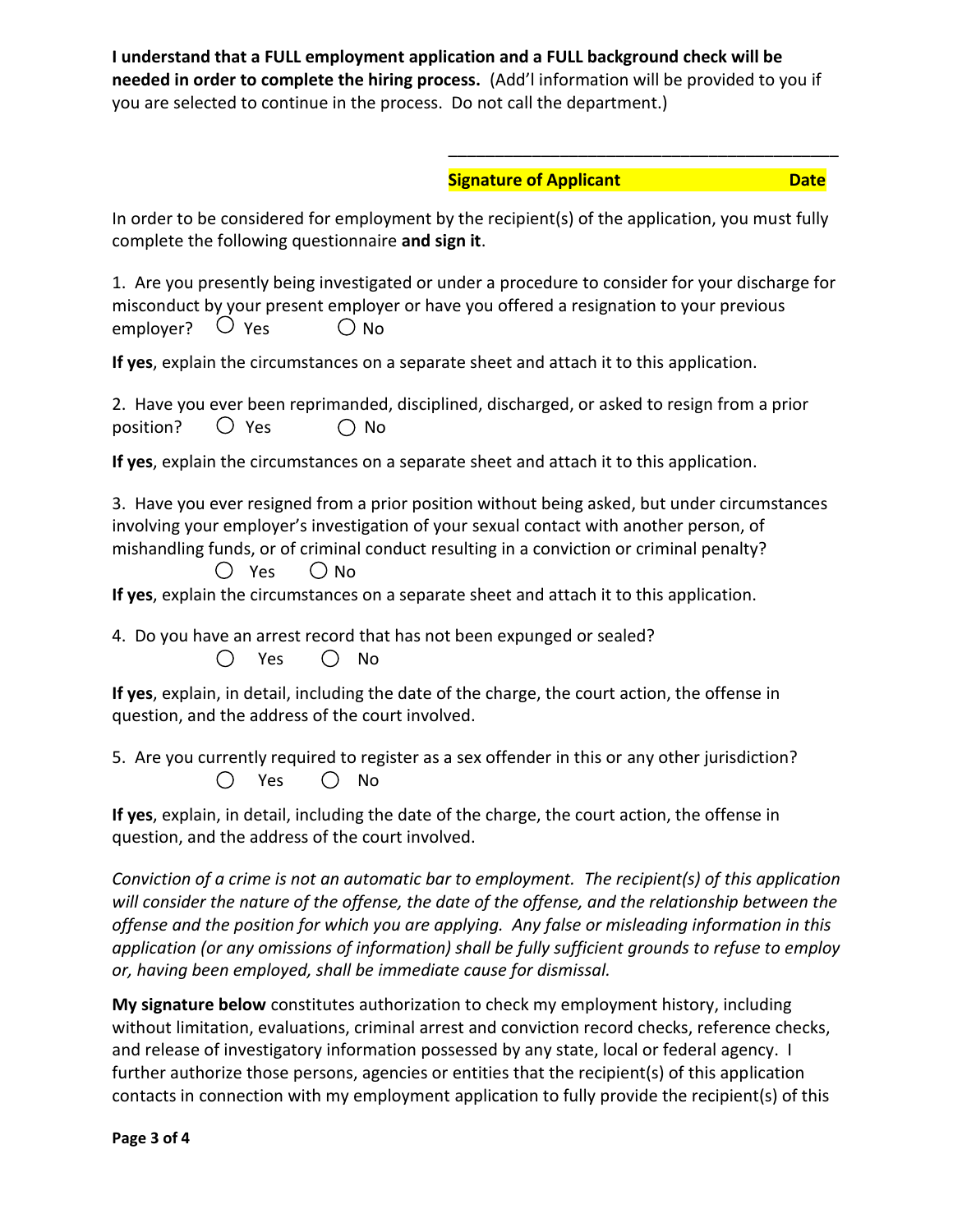**I understand that a FULL employment application and a FULL background check will be needed in order to complete the hiring process.** (Add'l information will be provided to you if you are selected to continue in the process. Do not call the department.)

\_\_\_\_\_\_\_\_\_\_\_\_\_\_\_\_\_\_\_\_\_\_\_\_\_\_\_\_\_\_\_\_\_\_\_\_\_\_\_\_\_\_\_\_

**Signature of Applicant** **Date**

In order to be considered for employment by the recipient(s) of the application, you must fully complete the following questionnaire **and sign it**.

1. Are you presently being investigated or under a procedure to consider for your discharge for misconduct by your present employer or have you offered a resignation to your previous employer? ◯ Yes ◯ No

**If yes**, explain the circumstances on a separate sheet and attach it to this application.

2. Have you ever been reprimanded, disciplined, discharged, or asked to resign from a prior position? ◯ Yes ◯ No

**If yes**, explain the circumstances on a separate sheet and attach it to this application.

3. Have you ever resigned from a prior position without being asked, but under circumstances involving your employer's investigation of your sexual contact with another person, of mishandling funds, or of criminal conduct resulting in a conviction or criminal penalty?
◯ Yes ◯ No

**If yes**, explain the circumstances on a separate sheet and attach it to this application.

4. Do you have an arrest record that has not been expunged or sealed?
◯ Yes ◯ No

**If yes**, explain, in detail, including the date of the charge, the court action, the offense in question, and the address of the court involved.

5. Are you currently required to register as a sex offender in this or any other jurisdiction?
◯ Yes ◯ No

**If yes**, explain, in detail, including the date of the charge, the court action, the offense in question, and the address of the court involved.

*Conviction of a crime is not an automatic bar to employment. The recipient(s) of this application will consider the nature of the offense, the date of the offense, and the relationship between the offense and the position for which you are applying. Any false or misleading information in this application (or any omissions of information) shall be fully sufficient grounds to refuse to employ or, having been employed, shall be immediate cause for dismissal.*

**My signature below** constitutes authorization to check my employment history, including without limitation, evaluations, criminal arrest and conviction record checks, reference checks, and release of investigatory information possessed by any state, local or federal agency. I further authorize those persons, agencies or entities that the recipient(s) of this application contacts in connection with my employment application to fully provide the recipient(s) of this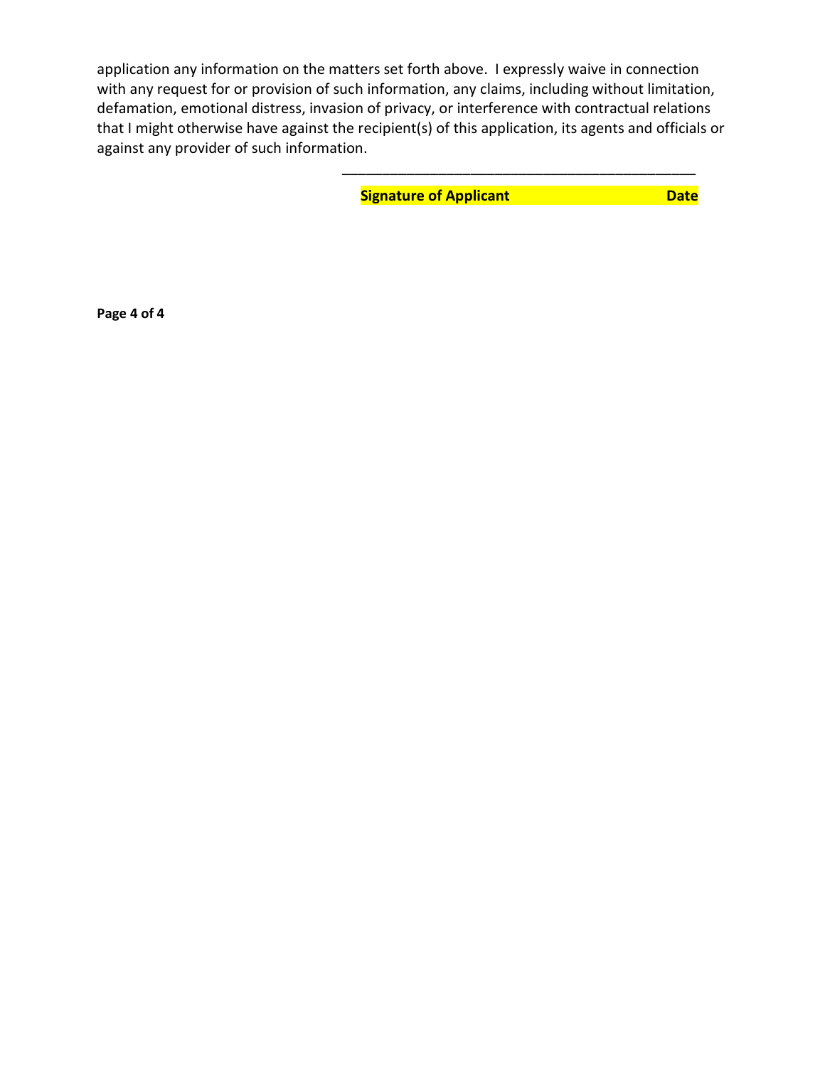application any information on the matters set forth above. I expressly waive in connection with any request for or provision of such information, any claims, including without limitation, defamation, emotional distress, invasion of privacy, or interference with contractual relations that I might otherwise have against the recipient(s) of this application, its agents and officials or against any provider of such information.

_____________________________________________

**Signature of Applicant** **Date**